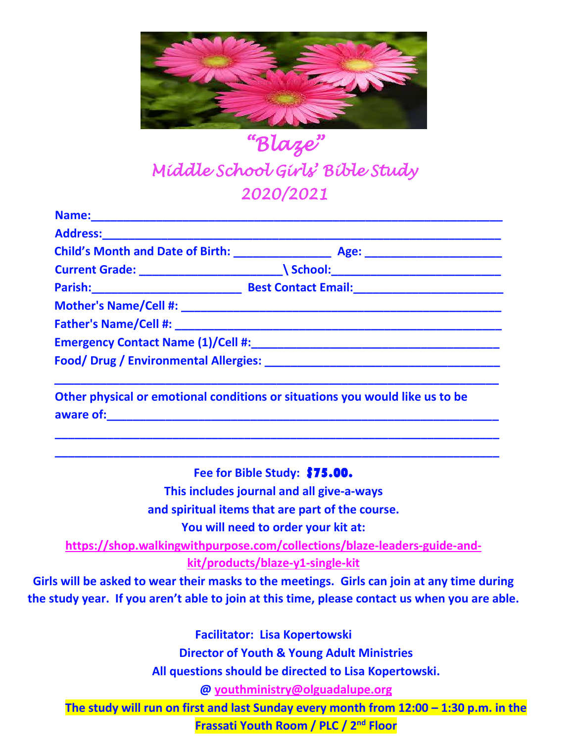# "Blaze"

## Middle School Girls' Bible Study

## 2020/2021

**Name:**_______________________________________________________________

**Address:**_____________________________________________________________

**Child's Month and Date of Birth:** _______________ **Age:** _____________________

**Current Grade:** ______________________\ **School:**__________________________

**Parish:**_______________________ **Best Contact Email:**_______________________

**Mother's Name/Cell #:** ________________________________________________

**Father's Name/Cell #:** _________________________________________________

**Emergency Contact Name (1)/Cell #:**_____________________________________

**Food/ Drug / Environmental Allergies:** ___________________________________

_____________________________________________________________________

**Other physical or emotional conditions or situations you would like us to be aware of:**_____________________________________________________________

_____________________________________________________________________

_____________________________________________________________________

**Fee for Bible Study: $75.00.**

**This includes journal and all give-a-ways and spiritual items that are part of the course.**

**You will need to order your kit at:**

**https://shop.walkingwithpurpose.com/collections/blaze-leaders-guide-and-kit/products/blaze-y1-single-kit**

**Girls will be asked to wear their masks to the meetings. Girls can join at any time during the study year. If you aren't able to join at this time, please contact us when you are able.**

**Facilitator: Lisa Kopertowski**

**Director of Youth & Young Adult Ministries**

**All questions should be directed to Lisa Kopertowski.**

**@ youthministry@olguadalupe.org**

**The study will run on first and last Sunday every month from 12:00 – 1:30 p.m. in the Frassati Youth Room / PLC / 2nd Floor**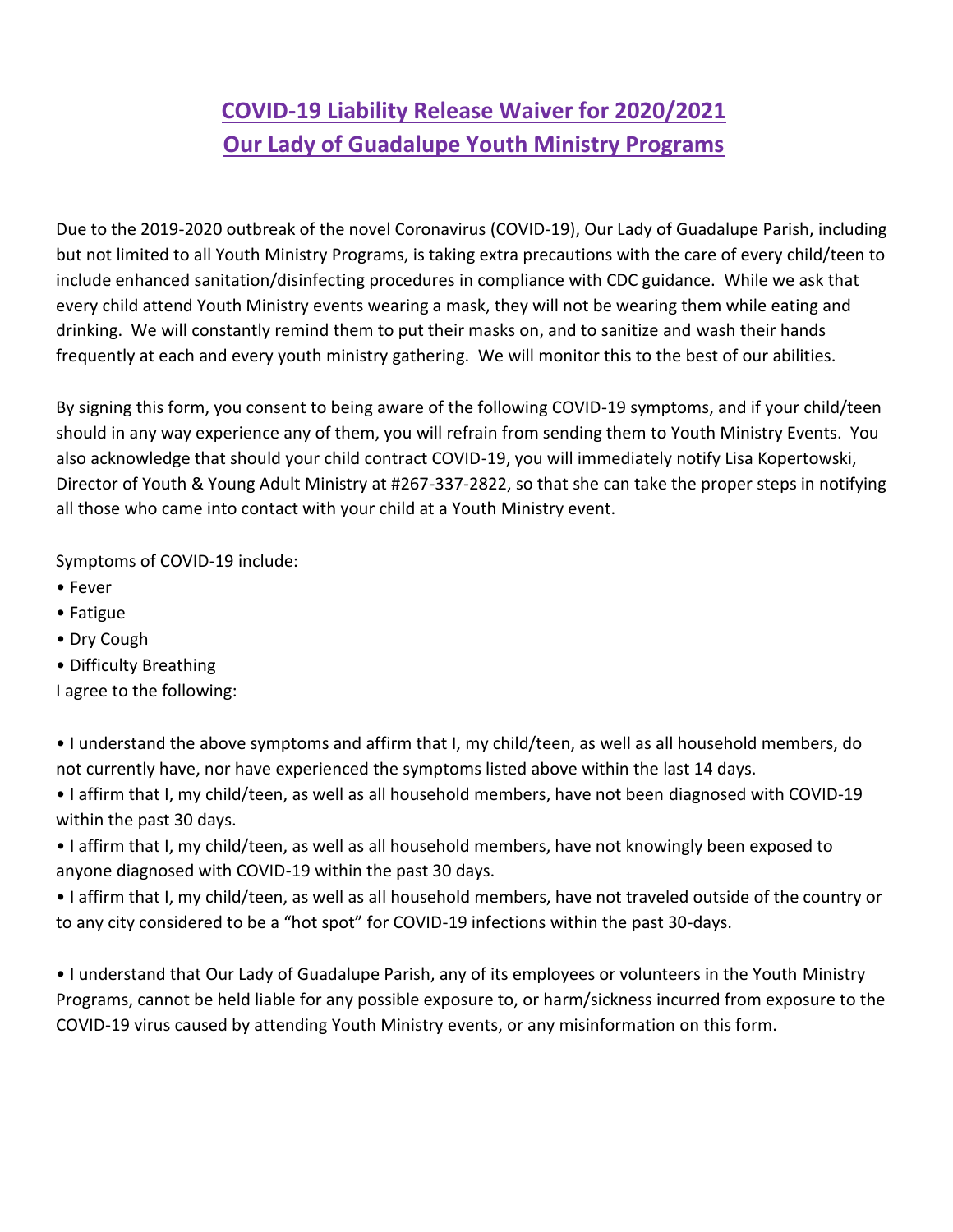# COVID-19 Liability Release Waiver for 2020/2021
# Our Lady of Guadalupe Youth Ministry Programs

Due to the 2019-2020 outbreak of the novel Coronavirus (COVID-19), Our Lady of Guadalupe Parish, including but not limited to all Youth Ministry Programs, is taking extra precautions with the care of every child/teen to include enhanced sanitation/disinfecting procedures in compliance with CDC guidance. While we ask that every child attend Youth Ministry events wearing a mask, they will not be wearing them while eating and drinking. We will constantly remind them to put their masks on, and to sanitize and wash their hands frequently at each and every youth ministry gathering. We will monitor this to the best of our abilities.

By signing this form, you consent to being aware of the following COVID-19 symptoms, and if your child/teen should in any way experience any of them, you will refrain from sending them to Youth Ministry Events. You also acknowledge that should your child contract COVID-19, you will immediately notify Lisa Kopertowski, Director of Youth & Young Adult Ministry at #267-337-2822, so that she can take the proper steps in notifying all those who came into contact with your child at a Youth Ministry event.

Symptoms of COVID-19 include:

- Fever
- Fatigue
- Dry Cough
- Difficulty Breathing

I agree to the following:

- I understand the above symptoms and affirm that I, my child/teen, as well as all household members, do not currently have, nor have experienced the symptoms listed above within the last 14 days.
- I affirm that I, my child/teen, as well as all household members, have not been diagnosed with COVID-19 within the past 30 days.
- I affirm that I, my child/teen, as well as all household members, have not knowingly been exposed to anyone diagnosed with COVID-19 within the past 30 days.
- I affirm that I, my child/teen, as well as all household members, have not traveled outside of the country or to any city considered to be a "hot spot" for COVID-19 infections within the past 30-days.

- I understand that Our Lady of Guadalupe Parish, any of its employees or volunteers in the Youth Ministry Programs, cannot be held liable for any possible exposure to, or harm/sickness incurred from exposure to the COVID-19 virus caused by attending Youth Ministry events, or any misinformation on this form.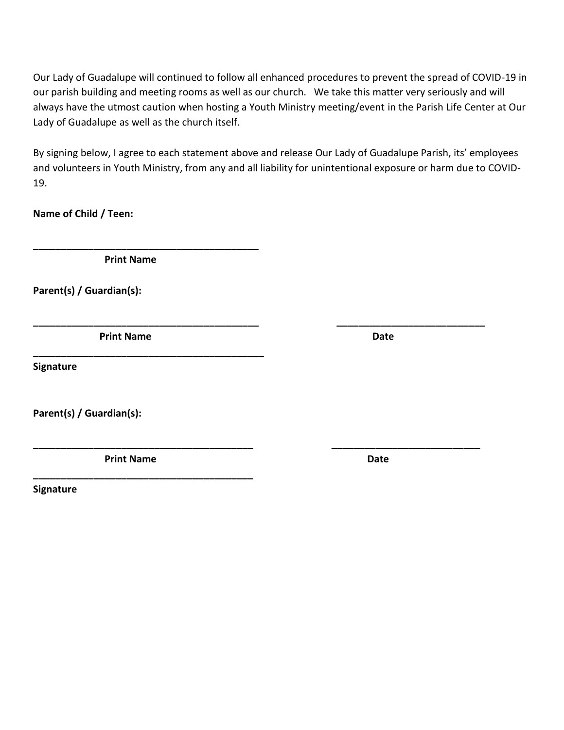Our Lady of Guadalupe will continued to follow all enhanced procedures to prevent the spread of COVID-19 in our parish building and meeting rooms as well as our church. We take this matter very seriously and will always have the utmost caution when hosting a Youth Ministry meeting/event in the Parish Life Center at Our Lady of Guadalupe as well as the church itself.

By signing below, I agree to each statement above and release Our Lady of Guadalupe Parish, its' employees and volunteers in Youth Ministry, from any and all liability for unintentional exposure or harm due to COVID-19.

**Name of Child / Teen:**

**______________________________________**
**Print Name**

**Parent(s) / Guardian(s):**

**______________________________________** **_________________________**
**Print Name** **Date**

**______________________________________**
**Signature**

**Parent(s) / Guardian(s):**

**______________________________________** **_________________________**
**Print Name** **Date**

**______________________________________**
**Signature**